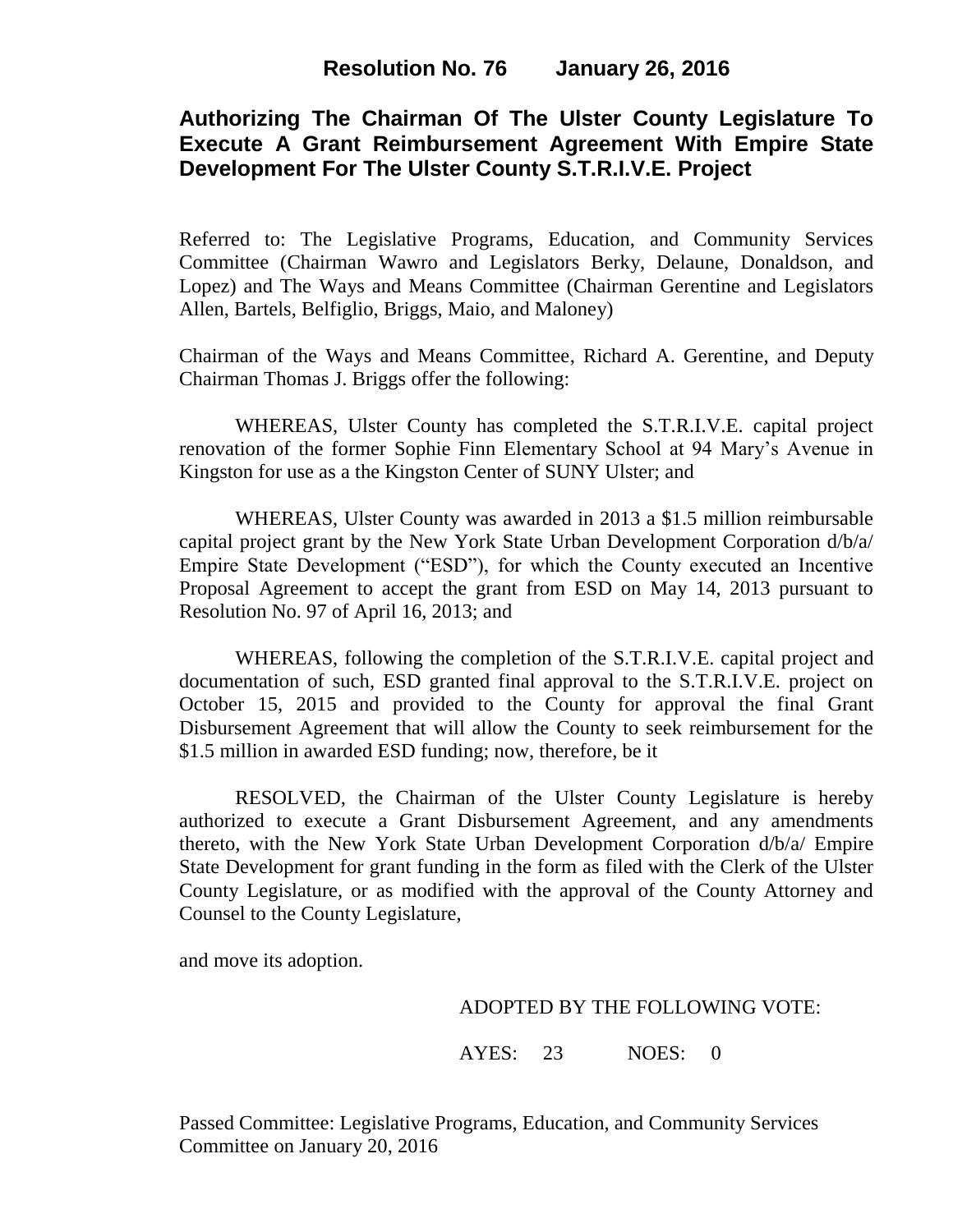## Resolution No. 76 January 26, 2016

## Authorizing The Chairman Of The Ulster County Legislature To Execute A Grant Reimbursement Agreement With Empire State Development For The Ulster County S.T.R.I.V.E. Project

Referred to: The Legislative Programs, Education, and Community Services Committee (Chairman Wawro and Legislators Berky, Delaune, Donaldson, and Lopez) and The Ways and Means Committee (Chairman Gerentine and Legislators Allen, Bartels, Belfiglio, Briggs, Maio, and Maloney)

Chairman of the Ways and Means Committee, Richard A. Gerentine, and Deputy Chairman Thomas J. Briggs offer the following:

WHEREAS, Ulster County has completed the S.T.R.I.V.E. capital project renovation of the former Sophie Finn Elementary School at 94 Mary's Avenue in Kingston for use as a the Kingston Center of SUNY Ulster; and

WHEREAS, Ulster County was awarded in 2013 a $1.5 million reimbursable capital project grant by the New York State Urban Development Corporation d/b/a/ Empire State Development ("ESD"), for which the County executed an Incentive Proposal Agreement to accept the grant from ESD on May 14, 2013 pursuant to Resolution No. 97 of April 16, 2013; and

WHEREAS, following the completion of the S.T.R.I.V.E. capital project and documentation of such, ESD granted final approval to the S.T.R.I.V.E. project on October 15, 2015 and provided to the County for approval the final Grant Disbursement Agreement that will allow the County to seek reimbursement for the $1.5 million in awarded ESD funding; now, therefore, be it

RESOLVED, the Chairman of the Ulster County Legislature is hereby authorized to execute a Grant Disbursement Agreement, and any amendments thereto, with the New York State Urban Development Corporation d/b/a/ Empire State Development for grant funding in the form as filed with the Clerk of the Ulster County Legislature, or as modified with the approval of the County Attorney and Counsel to the County Legislature,

and move its adoption.

ADOPTED BY THE FOLLOWING VOTE:

AYES: 23 NOES: 0

Passed Committee: Legislative Programs, Education, and Community Services Committee on January 20, 2016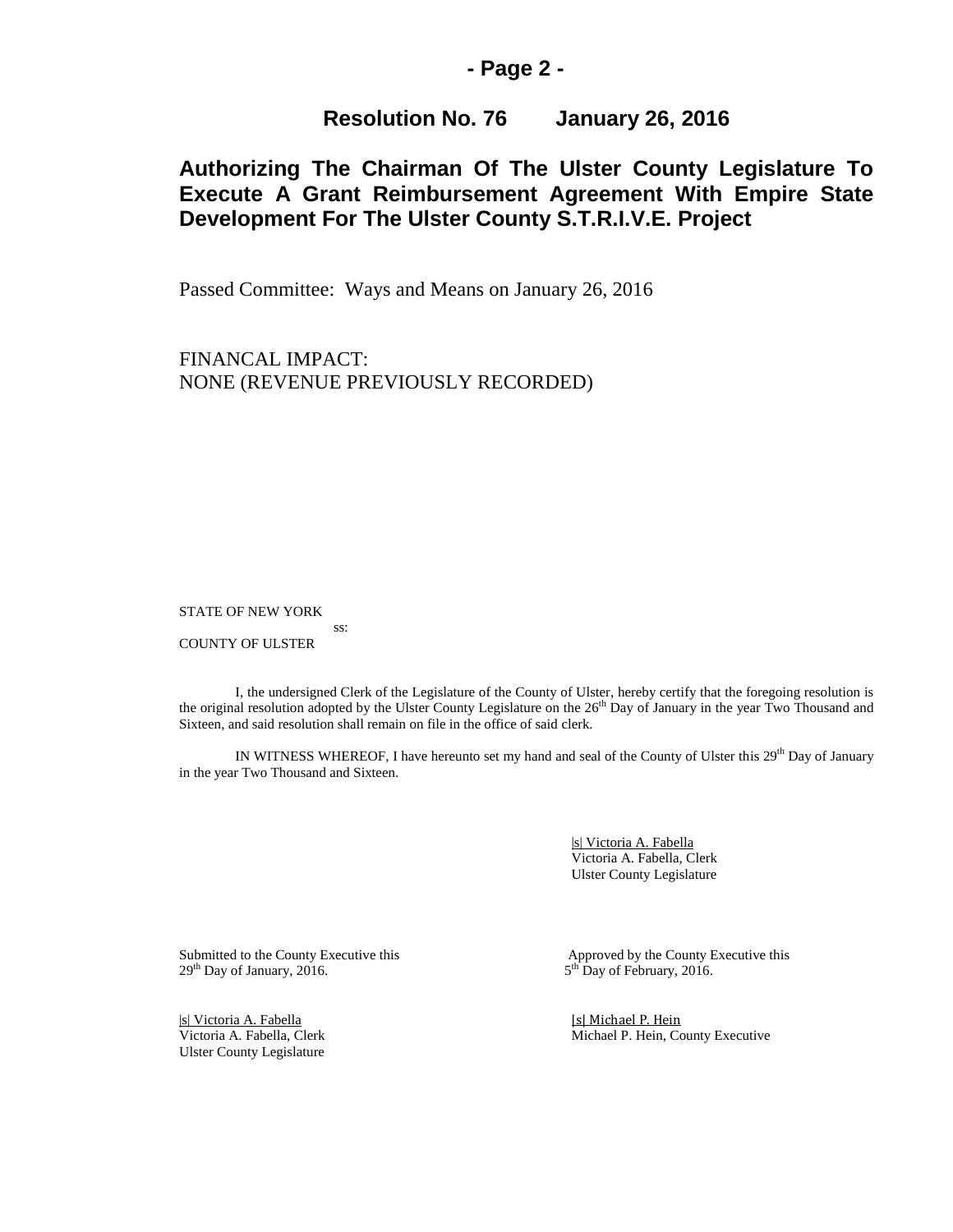**Resolution No. 76 January 26, 2016**

## Authorizing The Chairman Of The Ulster County Legislature To Execute A Grant Reimbursement Agreement With Empire State Development For The Ulster County S.T.R.I.V.E. Project

Passed Committee: Ways and Means on January 26, 2016

FINANCAL IMPACT:
NONE (REVENUE PREVIOUSLY RECORDED)

STATE OF NEW YORK
ss:
COUNTY OF ULSTER

I, the undersigned Clerk of the Legislature of the County of Ulster, hereby certify that the foregoing resolution is the original resolution adopted by the Ulster County Legislature on the 26th Day of January in the year Two Thousand and Sixteen, and said resolution shall remain on file in the office of said clerk.

IN WITNESS WHEREOF, I have hereunto set my hand and seal of the County of Ulster this 29th Day of January in the year Two Thousand and Sixteen.

|s| Victoria A. Fabella
Victoria A. Fabella, Clerk
Ulster County Legislature

Submitted to the County Executive this
29th Day of January, 2016.

|s| Victoria A. Fabella
Victoria A. Fabella, Clerk
Ulster County Legislature

Approved by the County Executive this
5th Day of February, 2016.

|s| Michael P. Hein
Michael P. Hein, County Executive